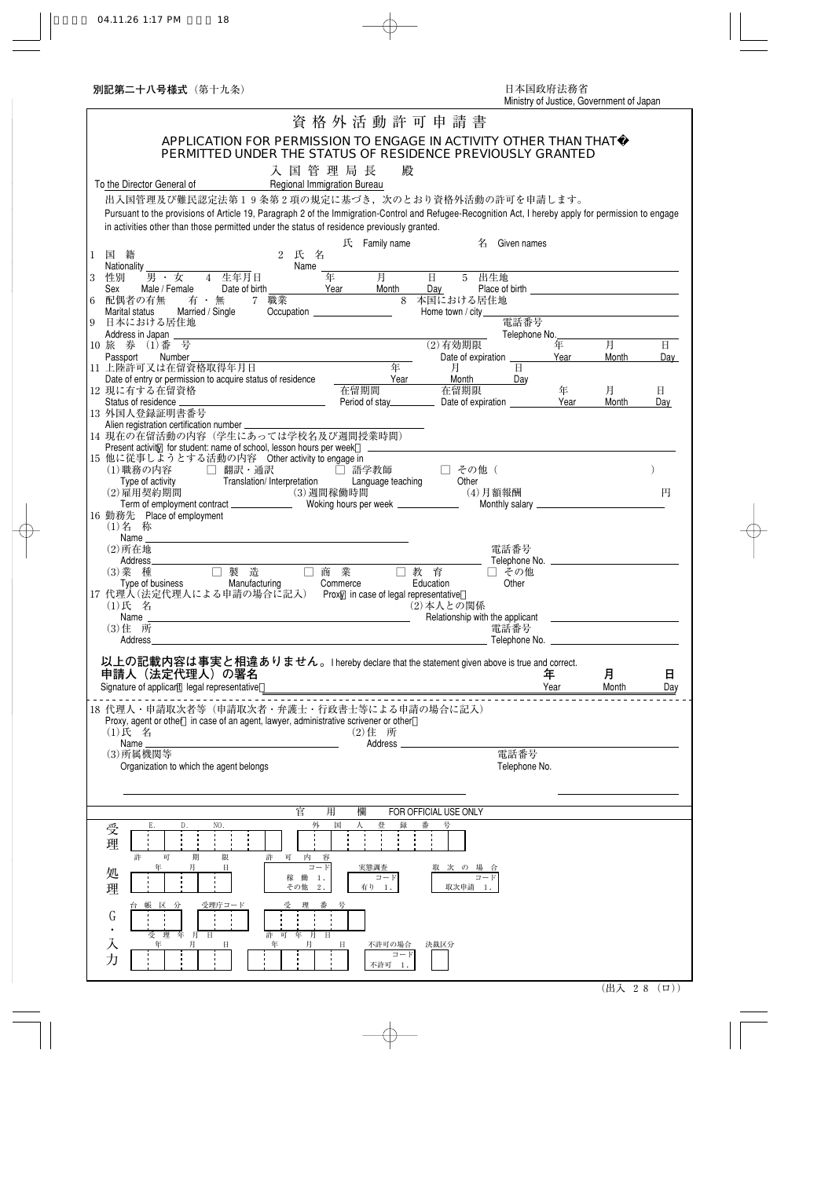別記第二十八号様式（第十九条）

日本国政府法務省
Ministry of Justice, Government of Japan

# 資格外活動許可申請書

## APPLICATION FOR PERMISSION TO ENGAGE IN ACTIVITY OTHER THAN THAT PERMITTED UNDER THE STATUS OF RESIDENCE PREVIOUSLY GRANTED

入国管理局長　殿
To the Director General of Regional Immigration Bureau

出入国管理及び難民認定法第１９条第２項の規定に基づき，次のとおり資格外活動の許可を申請します。
Pursuant to the provisions of Article 19, Paragraph 2 of the Immigration-Control and Refugee-Recognition Act, I hereby apply for permission to engage in activities other than those permitted under the status of residence previously granted.

1 国籍 Nationality
2 氏名 Name　氏 Family name　名 Given names
3 性別 Sex　男・女 Male / Female
4 生年月日 Date of birth　年 Year　月 Month　日 Day
5 出生地 Place of birth
6 配偶者の有無 Marital status　有・無 Married / Single
7 職業 Occupation
8 本国における居住地 Home town / city
9 日本における居住地 Address in Japan　電話番号 Telephone No.
10 旅券 Passport　(1)番号 Number　(2)有効期限 Date of expiration　年 Year　月 Month　日 Day
11 上陸許可又は在留資格取得年月日 Date of entry or permission to acquire status of residence　年 Year　月 Month　日 Day
12 現に有する在留資格 Status of residence　在留期間 Period of stay　在留期限 Date of expiration　年 Year　月 Month　日 Day
13 外国人登録証明書番号 Alien registration certification number
14 現在の在留活動の内容（学生にあっては学校名及び週間授業時間） Present activity (for student: name of school, lesson hours per week)
15 他に従事しようとする活動の内容 Other activity to engage in
(1)職務の内容 Type of activity　□ 翻訳・通訳 Translation/ Interpretation　□ 語学教師 Language teaching　□ その他（　　） Other
(2)雇用契約期間 Term of employment contract
(3)週間稼働時間 Woking hours per week
(4)月額報酬 Monthly salary　円
16 勤務先 Place of employment
(1)名称 Name
(2)所在地 Address　電話番号 Telephone No.
(3)業種 Type of business　□ 製造 Manufacturing　□ 商業 Commerce　□ 教育 Education　□ その他 Other
17 代理人（法定代理人による申請の場合に記入） Proxy (in case of legal representative)
(1)氏名 Name
(2)本人との関係 Relationship with the applicant
(3)住所 Address　電話番号 Telephone No.

**以上の記載内容は事実と相違ありません。** I hereby declare that the statement given above is true and correct.
**申請人（法定代理人）の署名** Signature of applicant (legal representative)　**年** Year　**月** Month　**日** Day

---

18 代理人・申請取次者等（申請取次者・弁護士・行政書士等による申請の場合に記入） Proxy, agent or other (in case of an agent, lawyer, administrative scrivener or other)
(1)氏名 Name
(2)住所 Address
(3)所属機関等 Organization to which the agent belongs　電話番号 Telephone No.

---

官用欄 FOR OFFICIAL USE ONLY

受理：E.　D.　NO.　外国人登録番号

処理：許可期限　年　月　日　許可内容　コード　稼働 1.　その他 2.　実態調査　コード　有り 1.　取次の場合　コード　取次申請 1.

G・入力：台帳区分　受理庁コード　受理番号　受理年月日　年　月　日　許可年月日　年　月　日　不許可の場合　コード　不許可 1.　決裁区分

（出入 28（ロ））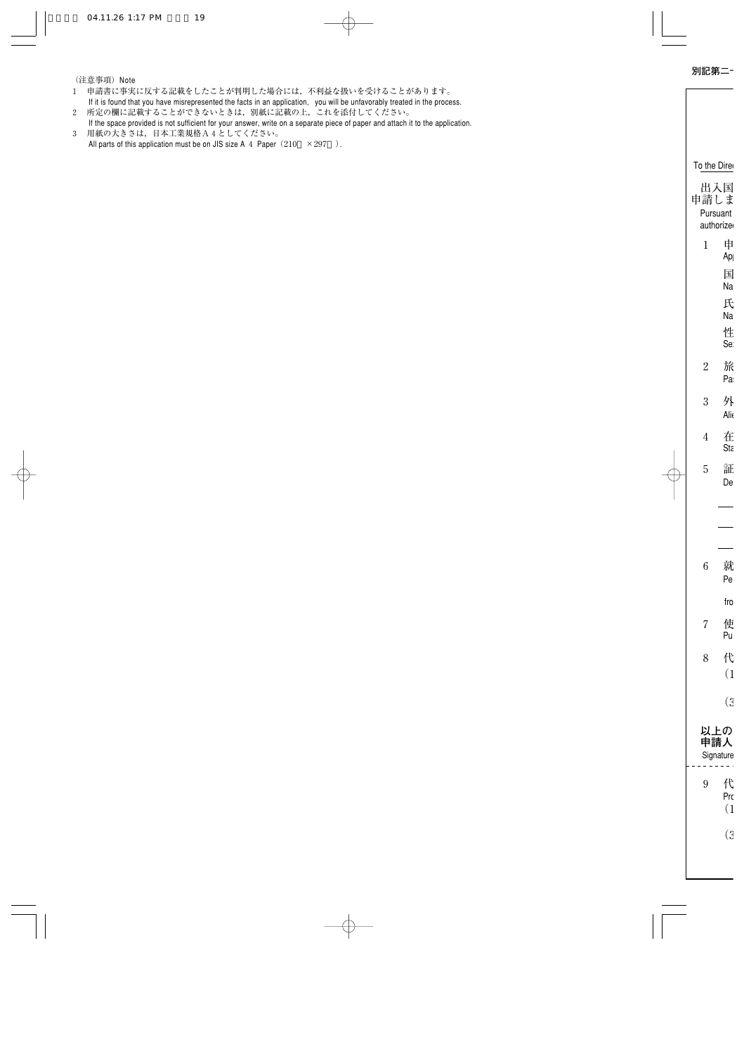（注意事項）Note

1　申請書に事実に反する記載をしたことが判明した場合には，不利益な扱いを受けることがあります。
   If it is found that you have misrepresented the facts in an application, you will be unfavorably treated in the process.
2　所定の欄に記載することができないときは，別紙に記載の上，これを添付してください。
   If the space provided is not sufficient for your answer, write on a separate piece of paper and attach it to the application.
3　用紙の大きさは，日本工業規格Ａ４としてください。
   All parts of this application must be on JIS size A 4 Paper（210㎜ ×297㎜）.

別記第二

To the Direc

出入国
申請しま
Pursuant
authorized

1　申
   App
   国
   Na
   氏
   Na
   性
   Se

2　旅
   Pa

3　外
   Alie

4　在
   Sta

5　証
   De

6　就
   Pe
   fro

7　使
   Pu

8　代
   （1
   （3

以上の
申請人
Signature

9　代
   Pro
   （1
   （3